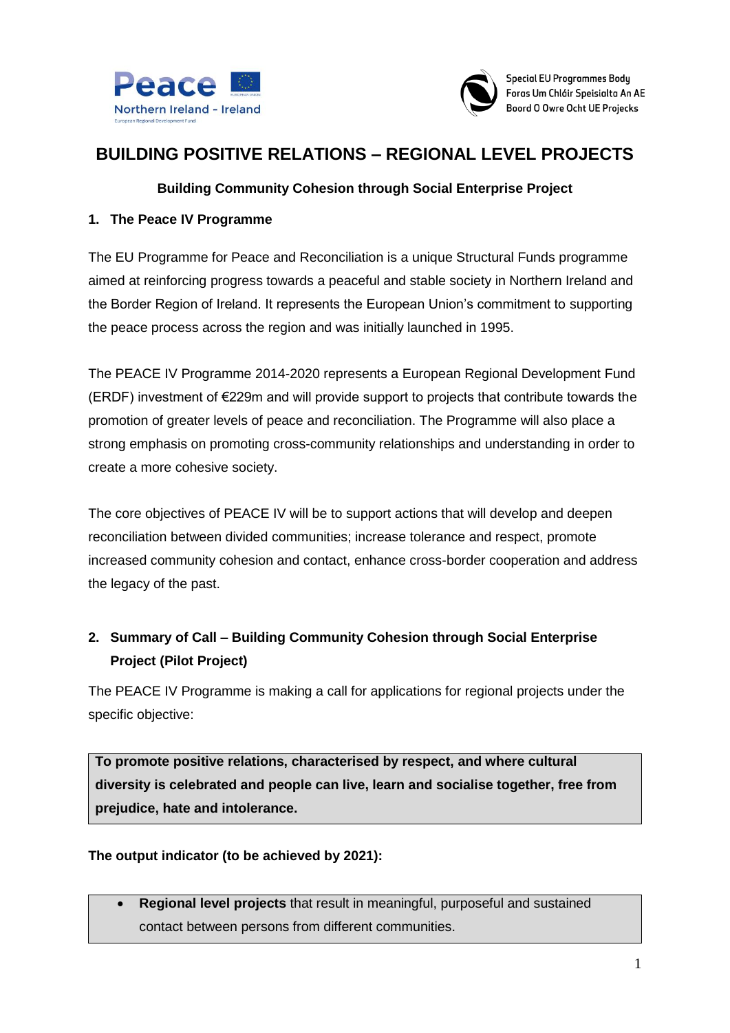Special EU Programmes Body
Foras Um Chláir Speisialta An AE
Boord O Owre Ocht UE Projecks

# BUILDING POSITIVE RELATIONS – REGIONAL LEVEL PROJECTS

**Building Community Cohesion through Social Enterprise Project**

## 1. The Peace IV Programme

The EU Programme for Peace and Reconciliation is a unique Structural Funds programme aimed at reinforcing progress towards a peaceful and stable society in Northern Ireland and the Border Region of Ireland. It represents the European Union's commitment to supporting the peace process across the region and was initially launched in 1995.

The PEACE IV Programme 2014-2020 represents a European Regional Development Fund (ERDF) investment of €229m and will provide support to projects that contribute towards the promotion of greater levels of peace and reconciliation. The Programme will also place a strong emphasis on promoting cross-community relationships and understanding in order to create a more cohesive society.

The core objectives of PEACE IV will be to support actions that will develop and deepen reconciliation between divided communities; increase tolerance and respect, promote increased community cohesion and contact, enhance cross-border cooperation and address the legacy of the past.

## 2. Summary of Call – Building Community Cohesion through Social Enterprise Project (Pilot Project)

The PEACE IV Programme is making a call for applications for regional projects under the specific objective:

**To promote positive relations, characterised by respect, and where cultural diversity is celebrated and people can live, learn and socialise together, free from prejudice, hate and intolerance.**

**The output indicator (to be achieved by 2021):**

- **Regional level projects** that result in meaningful, purposeful and sustained contact between persons from different communities.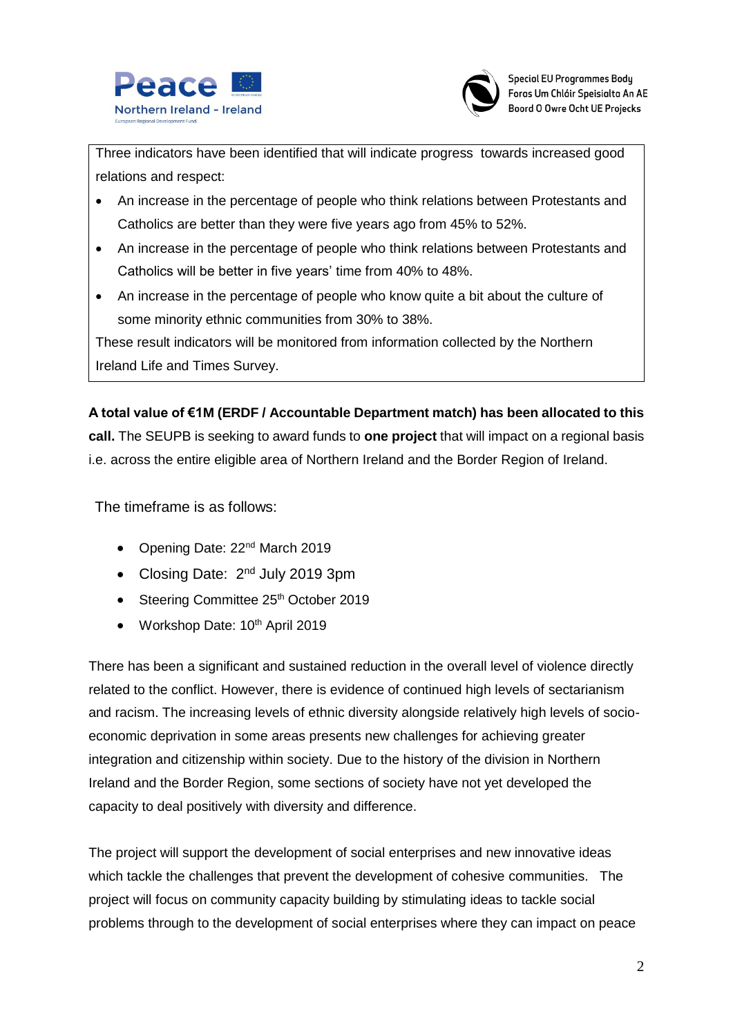Three indicators have been identified that will indicate progress towards increased good relations and respect:

- An increase in the percentage of people who think relations between Protestants and Catholics are better than they were five years ago from 45% to 52%.
- An increase in the percentage of people who think relations between Protestants and Catholics will be better in five years' time from 40% to 48%.
- An increase in the percentage of people who know quite a bit about the culture of some minority ethnic communities from 30% to 38%.

These result indicators will be monitored from information collected by the Northern Ireland Life and Times Survey.

**A total value of €1M (ERDF / Accountable Department match) has been allocated to this call.** The SEUPB is seeking to award funds to **one project** that will impact on a regional basis i.e. across the entire eligible area of Northern Ireland and the Border Region of Ireland.

The timeframe is as follows:

- Opening Date: 22nd March 2019
- Closing Date: 2nd July 2019 3pm
- Steering Committee 25th October 2019
- Workshop Date: 10th April 2019

There has been a significant and sustained reduction in the overall level of violence directly related to the conflict. However, there is evidence of continued high levels of sectarianism and racism. The increasing levels of ethnic diversity alongside relatively high levels of socio-economic deprivation in some areas presents new challenges for achieving greater integration and citizenship within society. Due to the history of the division in Northern Ireland and the Border Region, some sections of society have not yet developed the capacity to deal positively with diversity and difference.

The project will support the development of social enterprises and new innovative ideas which tackle the challenges that prevent the development of cohesive communities. The project will focus on community capacity building by stimulating ideas to tackle social problems through to the development of social enterprises where they can impact on peace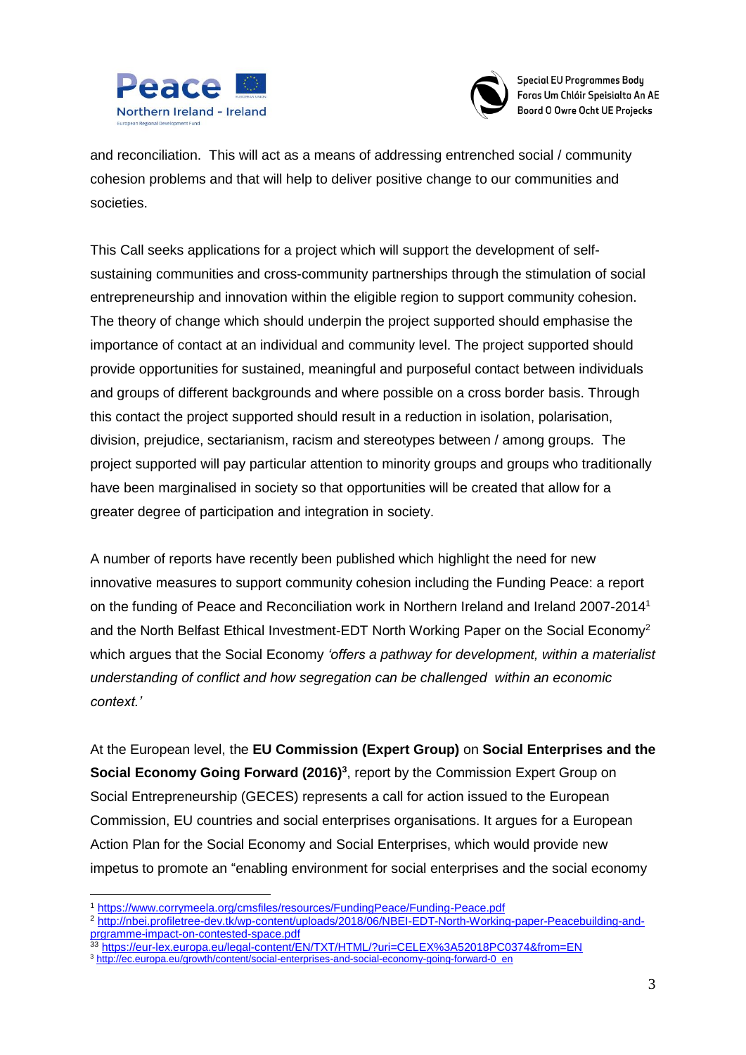and reconciliation. This will act as a means of addressing entrenched social / community cohesion problems and that will help to deliver positive change to our communities and societies.

This Call seeks applications for a project which will support the development of self-sustaining communities and cross-community partnerships through the stimulation of social entrepreneurship and innovation within the eligible region to support community cohesion. The theory of change which should underpin the project supported should emphasise the importance of contact at an individual and community level. The project supported should provide opportunities for sustained, meaningful and purposeful contact between individuals and groups of different backgrounds and where possible on a cross border basis. Through this contact the project supported should result in a reduction in isolation, polarisation, division, prejudice, sectarianism, racism and stereotypes between / among groups. The project supported will pay particular attention to minority groups and groups who traditionally have been marginalised in society so that opportunities will be created that allow for a greater degree of participation and integration in society.

A number of reports have recently been published which highlight the need for new innovative measures to support community cohesion including the Funding Peace: a report on the funding of Peace and Reconciliation work in Northern Ireland and Ireland 2007-2014[1] and the North Belfast Ethical Investment-EDT North Working Paper on the Social Economy[2] which argues that the Social Economy *'offers a pathway for development, within a materialist understanding of conflict and how segregation can be challenged within an economic context.'*

At the European level, the **EU Commission (Expert Group)** on **Social Enterprises and the Social Economy Going Forward (2016)[3]**, report by the Commission Expert Group on Social Entrepreneurship (GECES) represents a call for action issued to the European Commission, EU countries and social enterprises organisations. It argues for a European Action Plan for the Social Economy and Social Enterprises, which would provide new impetus to promote an "enabling environment for social enterprises and the social economy

---

[1] https://www.corrymeela.org/cmsfiles/resources/FundingPeace/Funding-Peace.pdf

[2] http://nbei.profiletree-dev.tk/wp-content/uploads/2018/06/NBEI-EDT-North-Working-paper-Peacebuilding-and-prgramme-impact-on-contested-space.pdf

[33] https://eur-lex.europa.eu/legal-content/EN/TXT/HTML/?uri=CELEX%3A52018PC0374&from=EN

[3] http://ec.europa.eu/growth/content/social-enterprises-and-social-economy-going-forward-0_en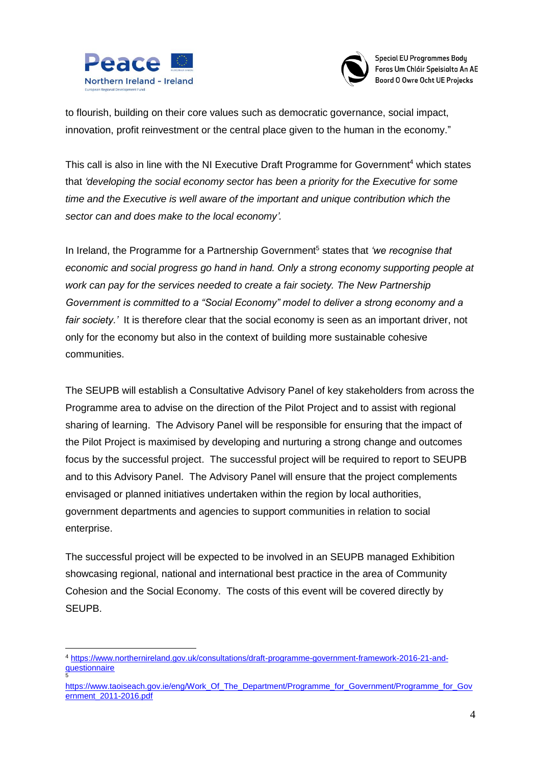to flourish, building on their core values such as democratic governance, social impact, innovation, profit reinvestment or the central place given to the human in the economy."

This call is also in line with the NI Executive Draft Programme for Government[4] which states that *'developing the social economy sector has been a priority for the Executive for some time and the Executive is well aware of the important and unique contribution which the sector can and does make to the local economy'.*

In Ireland, the Programme for a Partnership Government[5] states that *'we recognise that economic and social progress go hand in hand. Only a strong economy supporting people at work can pay for the services needed to create a fair society. The New Partnership Government is committed to a "Social Economy" model to deliver a strong economy and a fair society.'* It is therefore clear that the social economy is seen as an important driver, not only for the economy but also in the context of building more sustainable cohesive communities.

The SEUPB will establish a Consultative Advisory Panel of key stakeholders from across the Programme area to advise on the direction of the Pilot Project and to assist with regional sharing of learning. The Advisory Panel will be responsible for ensuring that the impact of the Pilot Project is maximised by developing and nurturing a strong change and outcomes focus by the successful project. The successful project will be required to report to SEUPB and to this Advisory Panel. The Advisory Panel will ensure that the project complements envisaged or planned initiatives undertaken within the region by local authorities, government departments and agencies to support communities in relation to social enterprise.

The successful project will be expected to be involved in an SEUPB managed Exhibition showcasing regional, national and international best practice in the area of Community Cohesion and the Social Economy. The costs of this event will be covered directly by SEUPB.

---

[4] https://www.northernireland.gov.uk/consultations/draft-programme-government-framework-2016-21-and-questionnaire

[5] https://www.taoiseach.gov.ie/eng/Work_Of_The_Department/Programme_for_Government/Programme_for_Government_2011-2016.pdf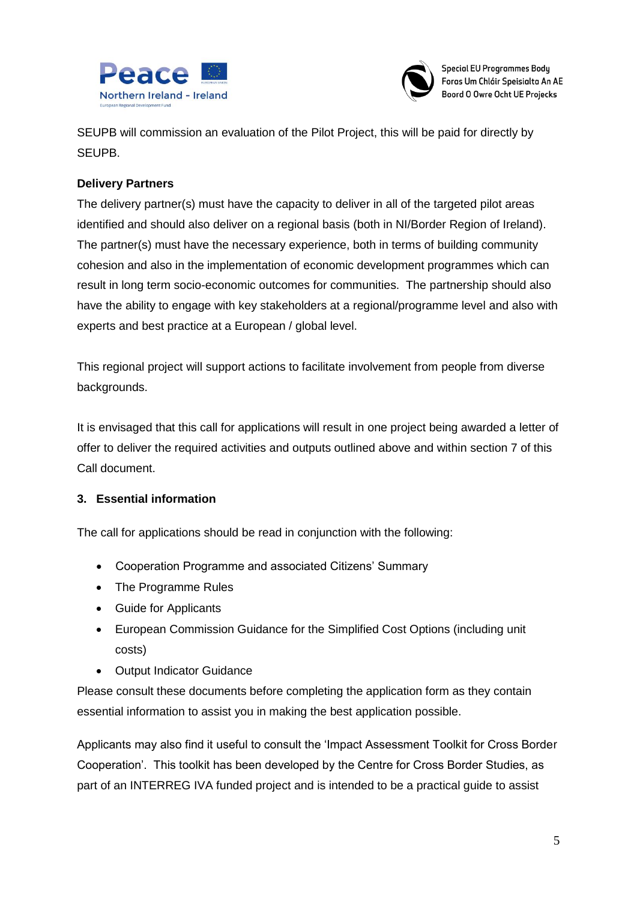SEUPB will commission an evaluation of the Pilot Project, this will be paid for directly by SEUPB.

**Delivery Partners**

The delivery partner(s) must have the capacity to deliver in all of the targeted pilot areas identified and should also deliver on a regional basis (both in NI/Border Region of Ireland). The partner(s) must have the necessary experience, both in terms of building community cohesion and also in the implementation of economic development programmes which can result in long term socio-economic outcomes for communities. The partnership should also have the ability to engage with key stakeholders at a regional/programme level and also with experts and best practice at a European / global level.

This regional project will support actions to facilitate involvement from people from diverse backgrounds.

It is envisaged that this call for applications will result in one project being awarded a letter of offer to deliver the required activities and outputs outlined above and within section 7 of this Call document.

## 3. Essential information

The call for applications should be read in conjunction with the following:

- Cooperation Programme and associated Citizens' Summary
- The Programme Rules
- Guide for Applicants
- European Commission Guidance for the Simplified Cost Options (including unit costs)
- Output Indicator Guidance

Please consult these documents before completing the application form as they contain essential information to assist you in making the best application possible.

Applicants may also find it useful to consult the 'Impact Assessment Toolkit for Cross Border Cooperation'. This toolkit has been developed by the Centre for Cross Border Studies, as part of an INTERREG IVA funded project and is intended to be a practical guide to assist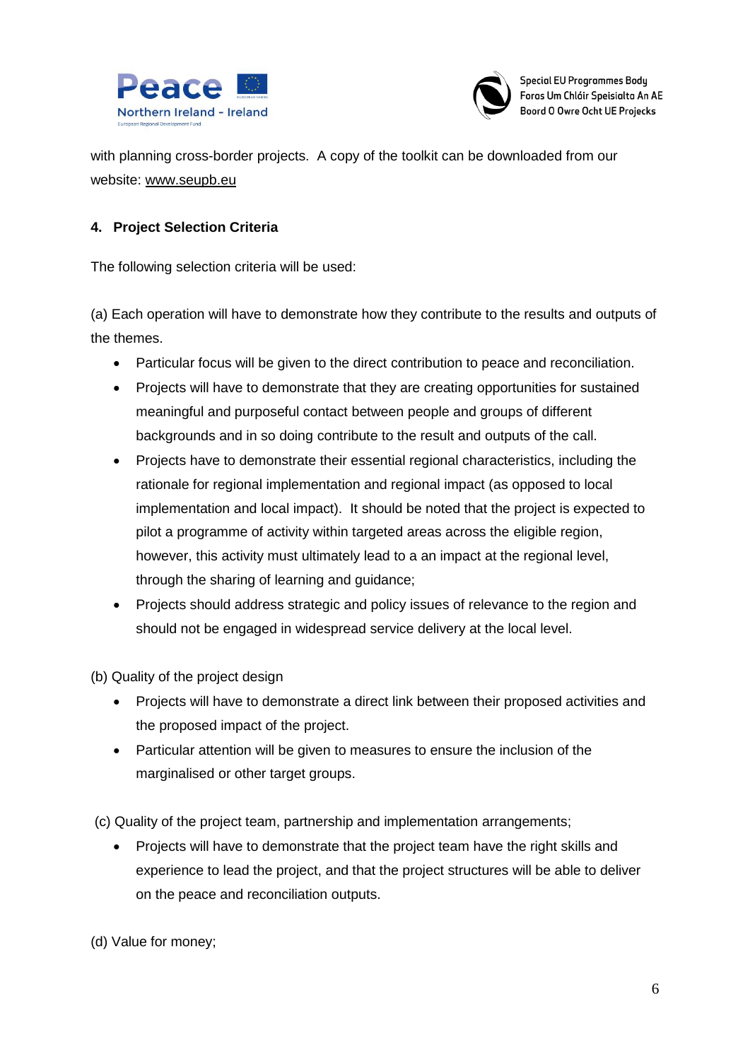with planning cross-border projects. A copy of the toolkit can be downloaded from our website: www.seupb.eu

## 4. Project Selection Criteria

The following selection criteria will be used:

(a) Each operation will have to demonstrate how they contribute to the results and outputs of the themes.

- Particular focus will be given to the direct contribution to peace and reconciliation.
- Projects will have to demonstrate that they are creating opportunities for sustained meaningful and purposeful contact between people and groups of different backgrounds and in so doing contribute to the result and outputs of the call.
- Projects have to demonstrate their essential regional characteristics, including the rationale for regional implementation and regional impact (as opposed to local implementation and local impact). It should be noted that the project is expected to pilot a programme of activity within targeted areas across the eligible region, however, this activity must ultimately lead to a an impact at the regional level, through the sharing of learning and guidance;
- Projects should address strategic and policy issues of relevance to the region and should not be engaged in widespread service delivery at the local level.

(b) Quality of the project design

- Projects will have to demonstrate a direct link between their proposed activities and the proposed impact of the project.
- Particular attention will be given to measures to ensure the inclusion of the marginalised or other target groups.

(c) Quality of the project team, partnership and implementation arrangements;

- Projects will have to demonstrate that the project team have the right skills and experience to lead the project, and that the project structures will be able to deliver on the peace and reconciliation outputs.

(d) Value for money;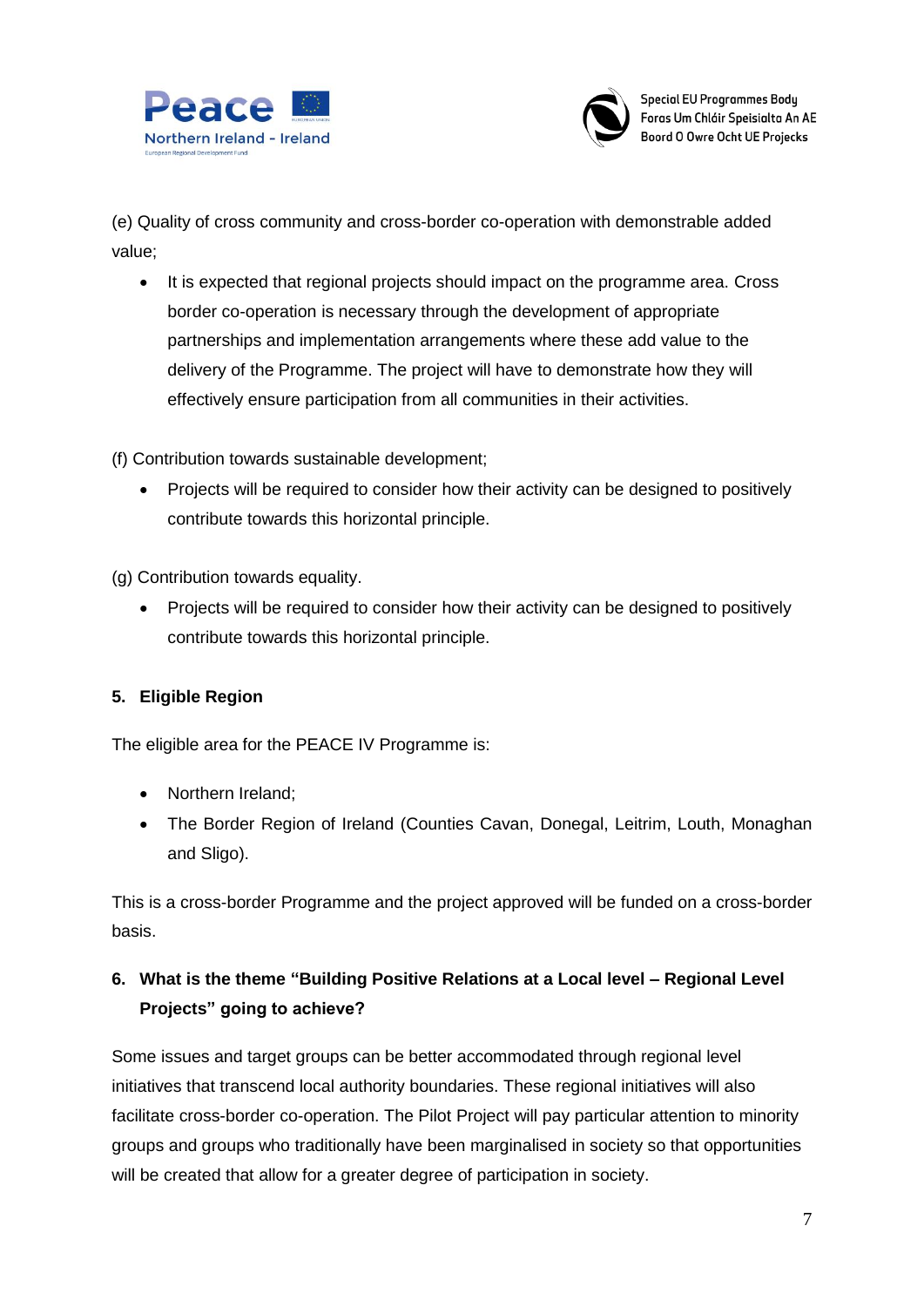(e) Quality of cross community and cross-border co-operation with demonstrable added value;

- It is expected that regional projects should impact on the programme area. Cross border co-operation is necessary through the development of appropriate partnerships and implementation arrangements where these add value to the delivery of the Programme. The project will have to demonstrate how they will effectively ensure participation from all communities in their activities.

(f) Contribution towards sustainable development;

- Projects will be required to consider how their activity can be designed to positively contribute towards this horizontal principle.

(g) Contribution towards equality.

- Projects will be required to consider how their activity can be designed to positively contribute towards this horizontal principle.

## 5. Eligible Region

The eligible area for the PEACE IV Programme is:

- Northern Ireland;
- The Border Region of Ireland (Counties Cavan, Donegal, Leitrim, Louth, Monaghan and Sligo).

This is a cross-border Programme and the project approved will be funded on a cross-border basis.

## 6. What is the theme "Building Positive Relations at a Local level – Regional Level Projects" going to achieve?

Some issues and target groups can be better accommodated through regional level initiatives that transcend local authority boundaries. These regional initiatives will also facilitate cross-border co-operation. The Pilot Project will pay particular attention to minority groups and groups who traditionally have been marginalised in society so that opportunities will be created that allow for a greater degree of participation in society.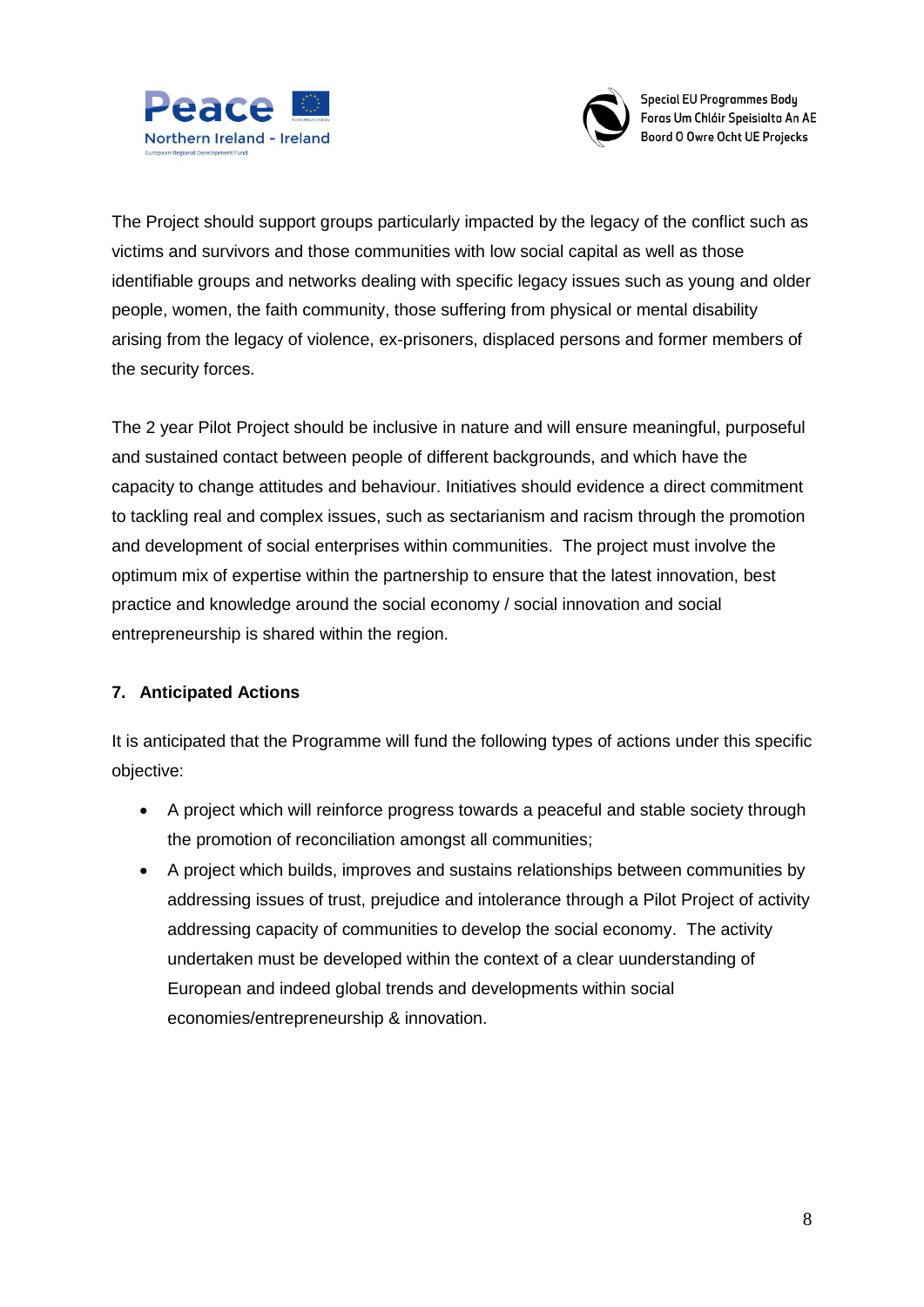The Project should support groups particularly impacted by the legacy of the conflict such as victims and survivors and those communities with low social capital as well as those identifiable groups and networks dealing with specific legacy issues such as young and older people, women, the faith community, those suffering from physical or mental disability arising from the legacy of violence, ex-prisoners, displaced persons and former members of the security forces.

The 2 year Pilot Project should be inclusive in nature and will ensure meaningful, purposeful and sustained contact between people of different backgrounds, and which have the capacity to change attitudes and behaviour. Initiatives should evidence a direct commitment to tackling real and complex issues, such as sectarianism and racism through the promotion and development of social enterprises within communities. The project must involve the optimum mix of expertise within the partnership to ensure that the latest innovation, best practice and knowledge around the social economy / social innovation and social entrepreneurship is shared within the region.

## 7. Anticipated Actions

It is anticipated that the Programme will fund the following types of actions under this specific objective:

- A project which will reinforce progress towards a peaceful and stable society through the promotion of reconciliation amongst all communities;
- A project which builds, improves and sustains relationships between communities by addressing issues of trust, prejudice and intolerance through a Pilot Project of activity addressing capacity of communities to develop the social economy. The activity undertaken must be developed within the context of a clear uunderstanding of European and indeed global trends and developments within social economies/entrepreneurship & innovation.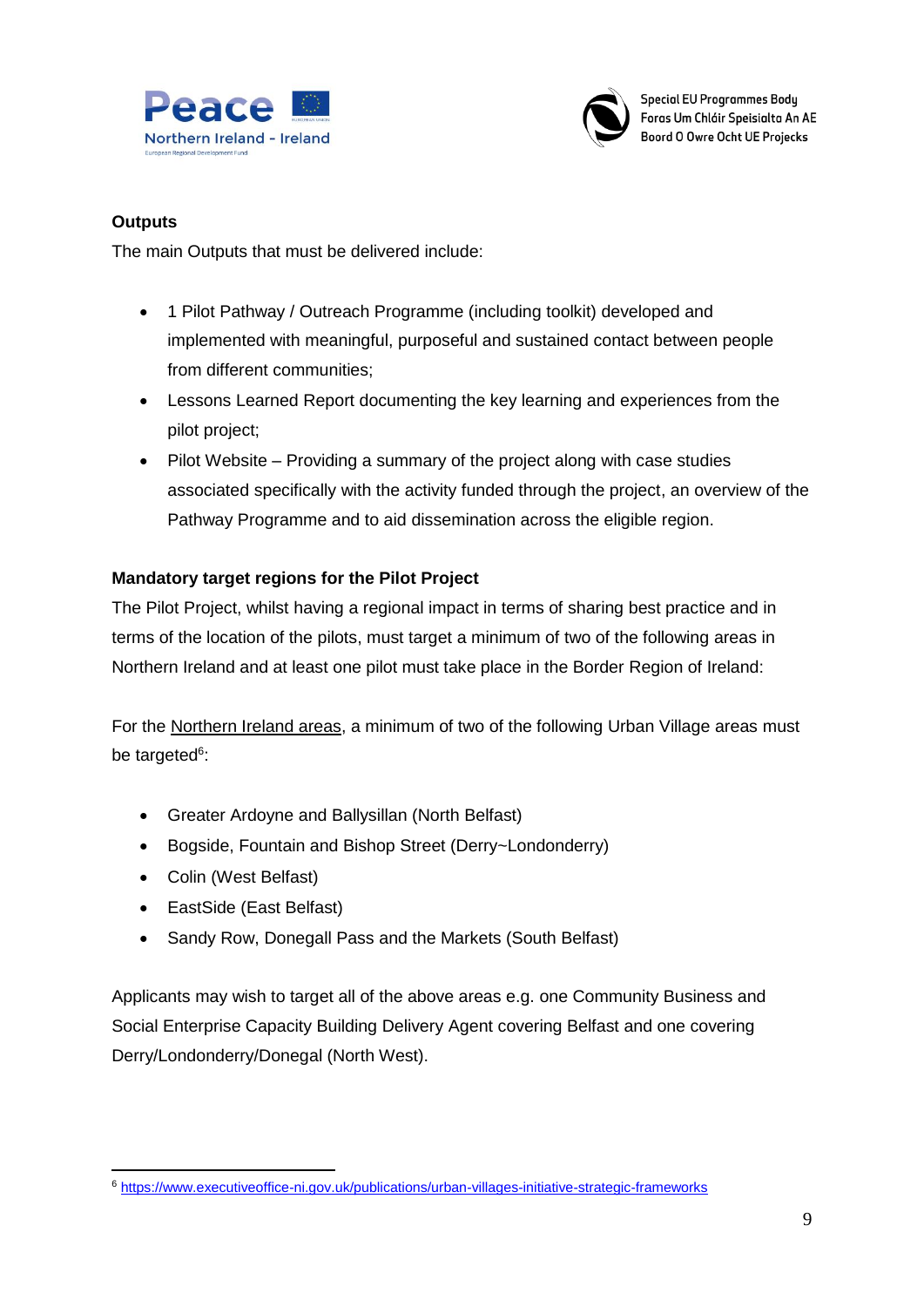**Outputs**

The main Outputs that must be delivered include:

- 1 Pilot Pathway / Outreach Programme (including toolkit) developed and implemented with meaningful, purposeful and sustained contact between people from different communities;
- Lessons Learned Report documenting the key learning and experiences from the pilot project;
- Pilot Website – Providing a summary of the project along with case studies associated specifically with the activity funded through the project, an overview of the Pathway Programme and to aid dissemination across the eligible region.

**Mandatory target regions for the Pilot Project**

The Pilot Project, whilst having a regional impact in terms of sharing best practice and in terms of the location of the pilots, must target a minimum of two of the following areas in Northern Ireland and at least one pilot must take place in the Border Region of Ireland:

For the Northern Ireland areas, a minimum of two of the following Urban Village areas must be targeted[6]:

- Greater Ardoyne and Ballysillan (North Belfast)
- Bogside, Fountain and Bishop Street (Derry~Londonderry)
- Colin (West Belfast)
- EastSide (East Belfast)
- Sandy Row, Donegall Pass and the Markets (South Belfast)

Applicants may wish to target all of the above areas e.g. one Community Business and Social Enterprise Capacity Building Delivery Agent covering Belfast and one covering Derry/Londonderry/Donegal (North West).

[6] https://www.executiveoffice-ni.gov.uk/publications/urban-villages-initiative-strategic-frameworks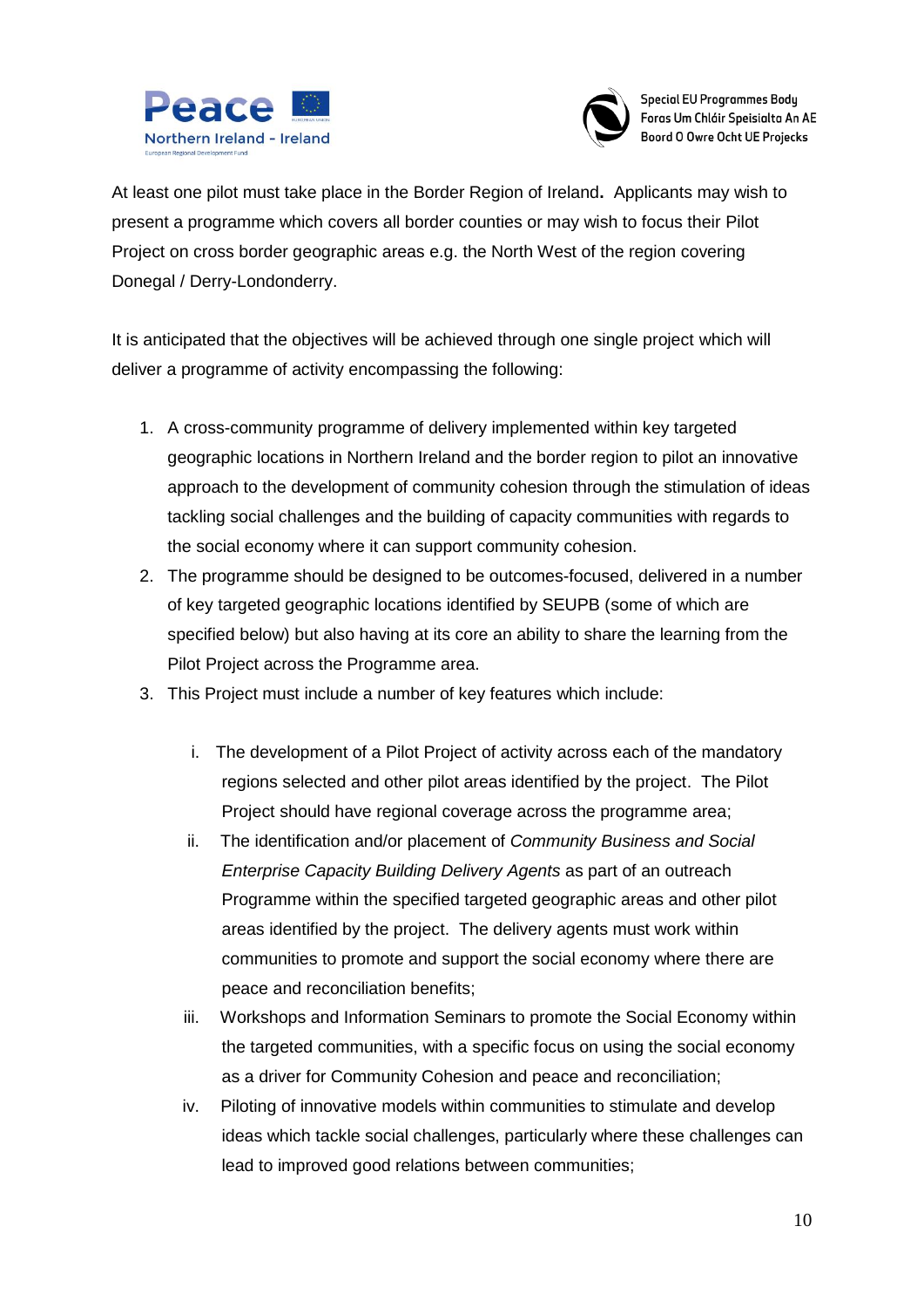At least one pilot must take place in the Border Region of Ireland**.** Applicants may wish to present a programme which covers all border counties or may wish to focus their Pilot Project on cross border geographic areas e.g. the North West of the region covering Donegal / Derry-Londonderry.

It is anticipated that the objectives will be achieved through one single project which will deliver a programme of activity encompassing the following:

1. A cross-community programme of delivery implemented within key targeted geographic locations in Northern Ireland and the border region to pilot an innovative approach to the development of community cohesion through the stimulation of ideas tackling social challenges and the building of capacity communities with regards to the social economy where it can support community cohesion.
2. The programme should be designed to be outcomes-focused, delivered in a number of key targeted geographic locations identified by SEUPB (some of which are specified below) but also having at its core an ability to share the learning from the Pilot Project across the Programme area.
3. This Project must include a number of key features which include:

    i. The development of a Pilot Project of activity across each of the mandatory regions selected and other pilot areas identified by the project. The Pilot Project should have regional coverage across the programme area;

    ii. The identification and/or placement of *Community Business and Social Enterprise Capacity Building Delivery Agents* as part of an outreach Programme within the specified targeted geographic areas and other pilot areas identified by the project. The delivery agents must work within communities to promote and support the social economy where there are peace and reconciliation benefits;

    iii. Workshops and Information Seminars to promote the Social Economy within the targeted communities, with a specific focus on using the social economy as a driver for Community Cohesion and peace and reconciliation;

    iv. Piloting of innovative models within communities to stimulate and develop ideas which tackle social challenges, particularly where these challenges can lead to improved good relations between communities;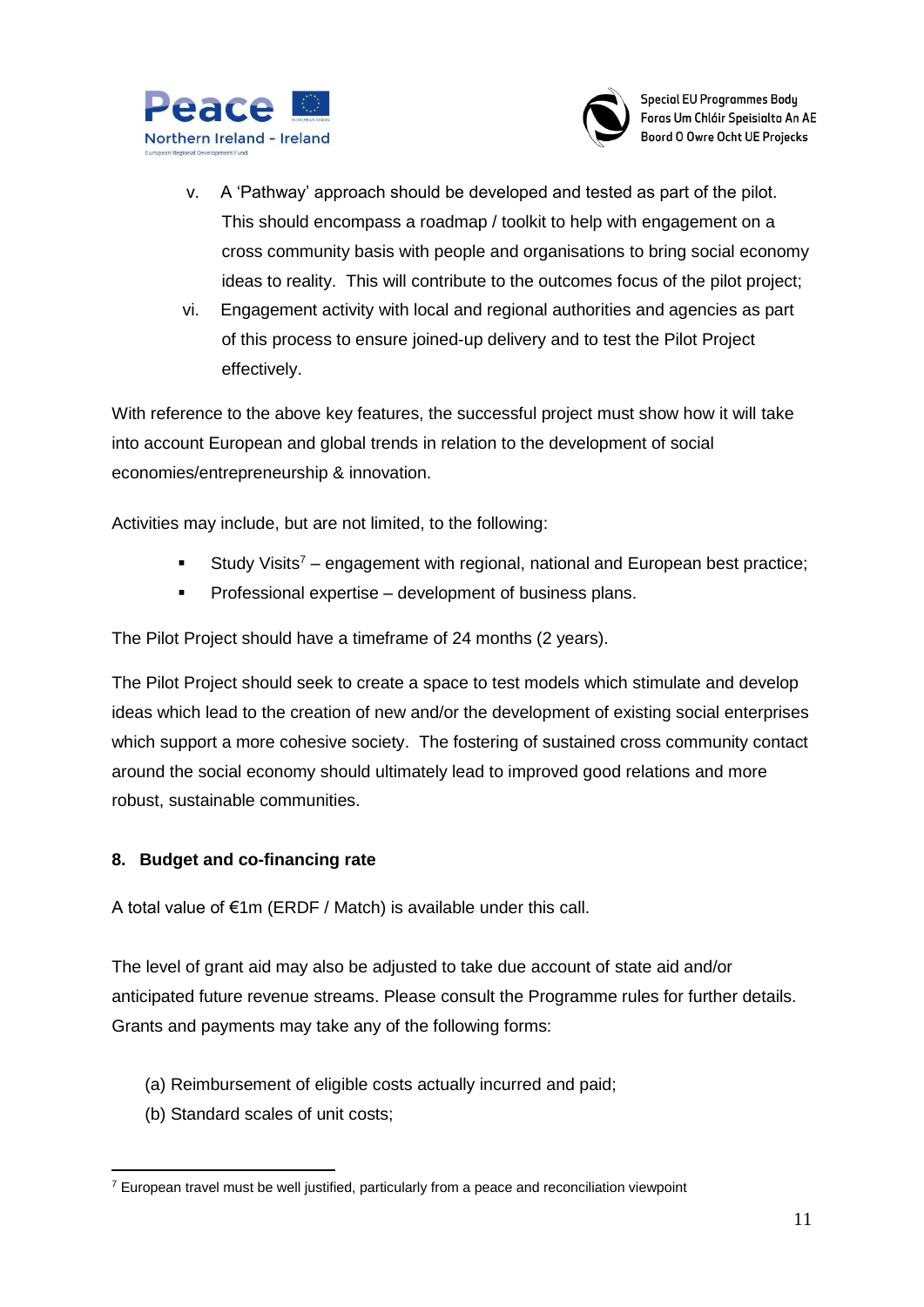v. A 'Pathway' approach should be developed and tested as part of the pilot. This should encompass a roadmap / toolkit to help with engagement on a cross community basis with people and organisations to bring social economy ideas to reality. This will contribute to the outcomes focus of the pilot project;

vi. Engagement activity with local and regional authorities and agencies as part of this process to ensure joined-up delivery and to test the Pilot Project effectively.

With reference to the above key features, the successful project must show how it will take into account European and global trends in relation to the development of social economies/entrepreneurship & innovation.

Activities may include, but are not limited, to the following:

- Study Visits[7] – engagement with regional, national and European best practice;
- Professional expertise – development of business plans.

The Pilot Project should have a timeframe of 24 months (2 years).

The Pilot Project should seek to create a space to test models which stimulate and develop ideas which lead to the creation of new and/or the development of existing social enterprises which support a more cohesive society. The fostering of sustained cross community contact around the social economy should ultimately lead to improved good relations and more robust, sustainable communities.

## 8. Budget and co-financing rate

A total value of €1m (ERDF / Match) is available under this call.

The level of grant aid may also be adjusted to take due account of state aid and/or anticipated future revenue streams. Please consult the Programme rules for further details. Grants and payments may take any of the following forms:

(a) Reimbursement of eligible costs actually incurred and paid;
(b) Standard scales of unit costs;

---

[7] European travel must be well justified, particularly from a peace and reconciliation viewpoint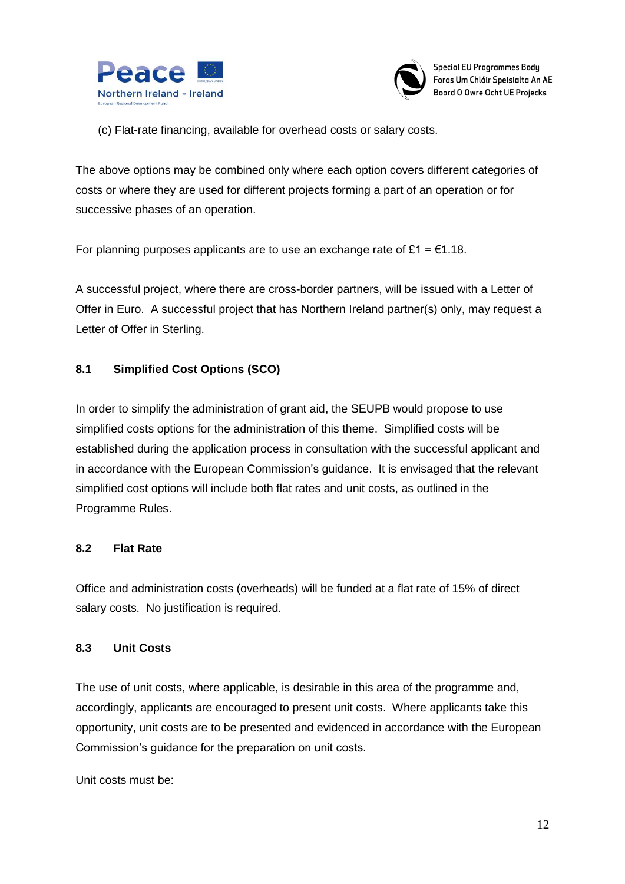(c) Flat-rate financing, available for overhead costs or salary costs.

The above options may be combined only where each option covers different categories of costs or where they are used for different projects forming a part of an operation or for successive phases of an operation.

For planning purposes applicants are to use an exchange rate of £1 = €1.18.

A successful project, where there are cross-border partners, will be issued with a Letter of Offer in Euro. A successful project that has Northern Ireland partner(s) only, may request a Letter of Offer in Sterling.

### 8.1 Simplified Cost Options (SCO)

In order to simplify the administration of grant aid, the SEUPB would propose to use simplified costs options for the administration of this theme. Simplified costs will be established during the application process in consultation with the successful applicant and in accordance with the European Commission's guidance. It is envisaged that the relevant simplified cost options will include both flat rates and unit costs, as outlined in the Programme Rules.

### 8.2 Flat Rate

Office and administration costs (overheads) will be funded at a flat rate of 15% of direct salary costs. No justification is required.

### 8.3 Unit Costs

The use of unit costs, where applicable, is desirable in this area of the programme and, accordingly, applicants are encouraged to present unit costs. Where applicants take this opportunity, unit costs are to be presented and evidenced in accordance with the European Commission's guidance for the preparation on unit costs.

Unit costs must be: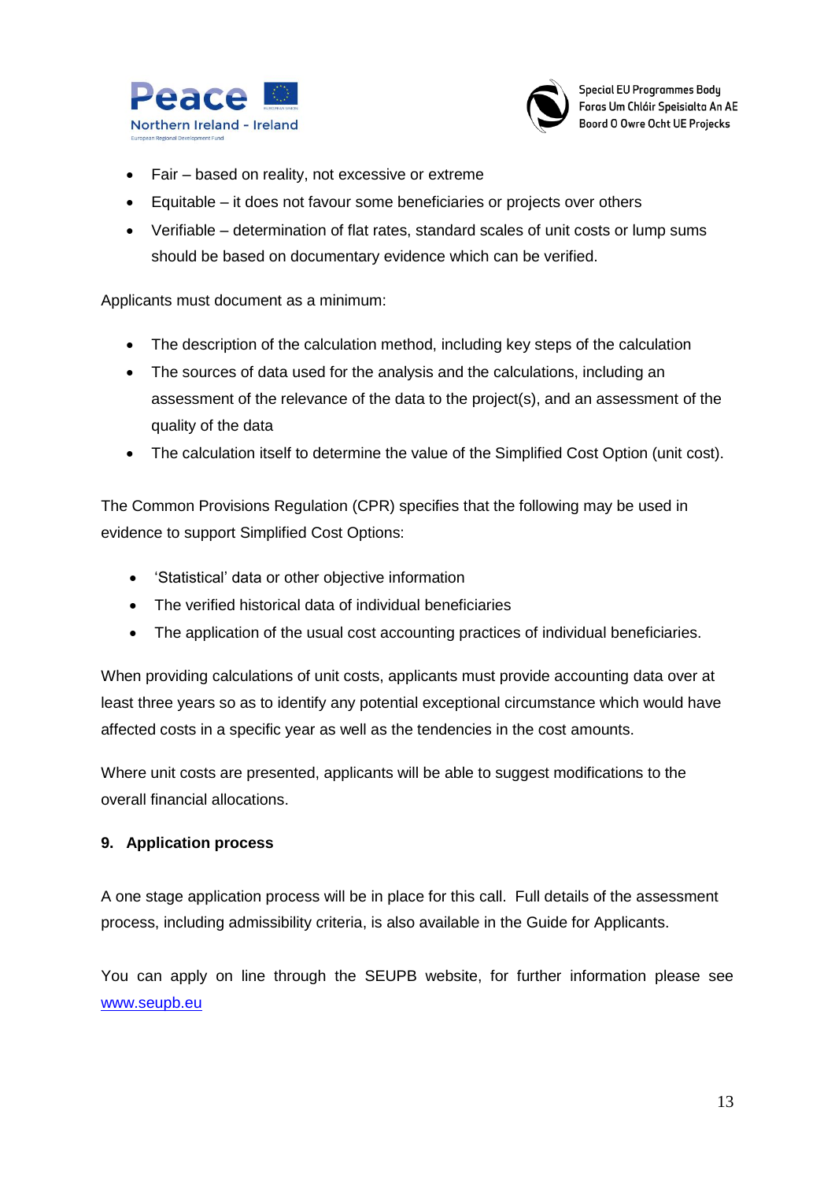- Fair – based on reality, not excessive or extreme
- Equitable – it does not favour some beneficiaries or projects over others
- Verifiable – determination of flat rates, standard scales of unit costs or lump sums should be based on documentary evidence which can be verified.

Applicants must document as a minimum:

- The description of the calculation method, including key steps of the calculation
- The sources of data used for the analysis and the calculations, including an assessment of the relevance of the data to the project(s), and an assessment of the quality of the data
- The calculation itself to determine the value of the Simplified Cost Option (unit cost).

The Common Provisions Regulation (CPR) specifies that the following may be used in evidence to support Simplified Cost Options:

- 'Statistical' data or other objective information
- The verified historical data of individual beneficiaries
- The application of the usual cost accounting practices of individual beneficiaries.

When providing calculations of unit costs, applicants must provide accounting data over at least three years so as to identify any potential exceptional circumstance which would have affected costs in a specific year as well as the tendencies in the cost amounts.

Where unit costs are presented, applicants will be able to suggest modifications to the overall financial allocations.

## 9. Application process

A one stage application process will be in place for this call. Full details of the assessment process, including admissibility criteria, is also available in the Guide for Applicants.

You can apply on line through the SEUPB website, for further information please see [www.seupb.eu](http://www.seupb.eu)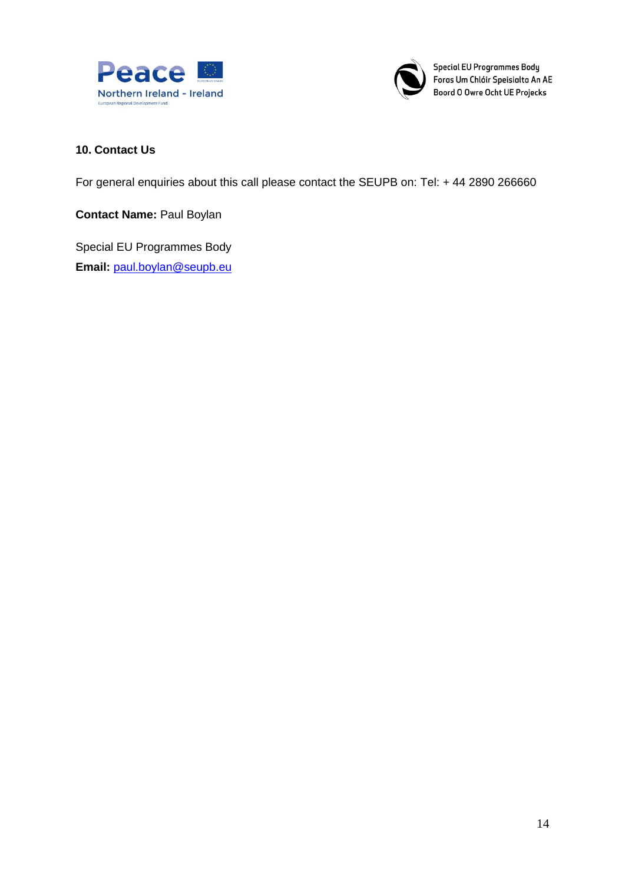## 10. Contact Us

For general enquiries about this call please contact the SEUPB on: Tel: + 44 2890 266660

**Contact Name:** Paul Boylan

Special EU Programmes Body
**Email:** paul.boylan@seupb.eu